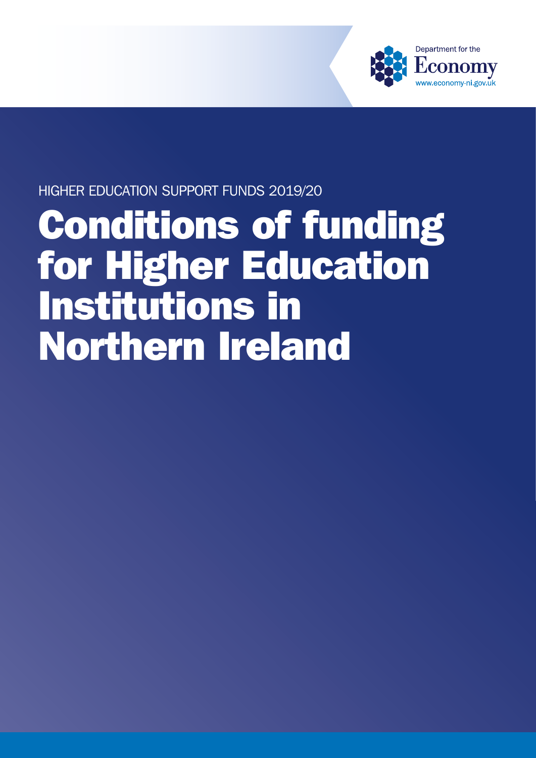Department for the

Economy

www.economy-ni.gov.uk

HIGHER EDUCATION SUPPORT FUNDS 2019/20

# Conditions of funding for Higher Education Institutions in Northern Ireland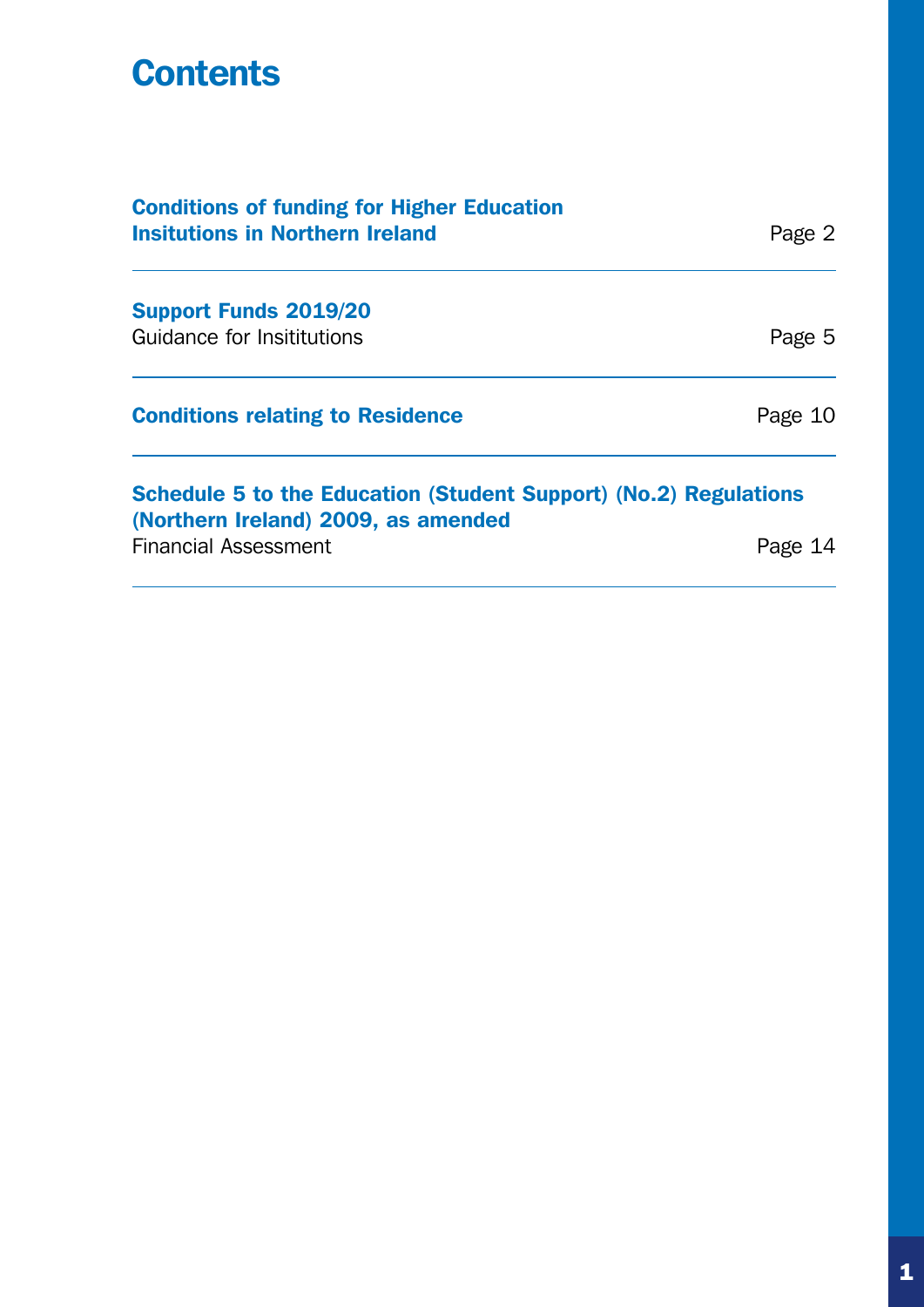# Contents

| | |
|---|---|
| **Conditions of funding for Higher Education Insitutions in Northern Ireland** | Page 2 |
| **Support Funds 2019/20**<br>Guidance for Insititutions | Page 5 |
| **Conditions relating to Residence** | Page 10 |
| **Schedule 5 to the Education (Student Support) (No.2) Regulations (Northern Ireland) 2009, as amended**<br>Financial Assessment | Page 14 |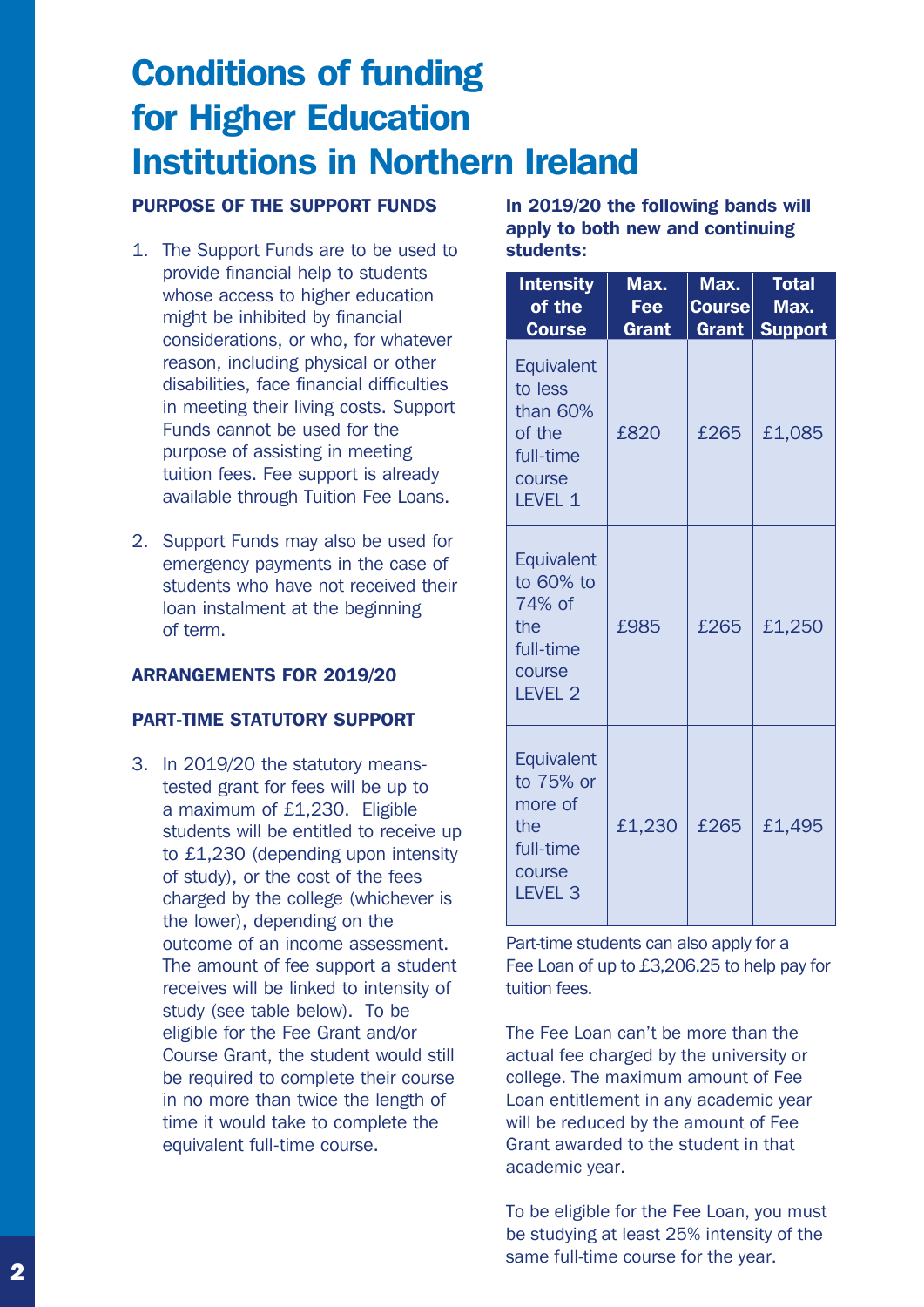# Conditions of funding for Higher Education Institutions in Northern Ireland

### PURPOSE OF THE SUPPORT FUNDS

1. The Support Funds are to be used to provide financial help to students whose access to higher education might be inhibited by financial considerations, or who, for whatever reason, including physical or other disabilities, face financial difficulties in meeting their living costs. Support Funds cannot be used for the purpose of assisting in meeting tuition fees. Fee support is already available through Tuition Fee Loans.

2. Support Funds may also be used for emergency payments in the case of students who have not received their loan instalment at the beginning of term.

### ARRANGEMENTS FOR 2019/20

### PART-TIME STATUTORY SUPPORT

3. In 2019/20 the statutory means-tested grant for fees will be up to a maximum of £1,230. Eligible students will be entitled to receive up to £1,230 (depending upon intensity of study), or the cost of the fees charged by the college (whichever is the lower), depending on the outcome of an income assessment. The amount of fee support a student receives will be linked to intensity of study (see table below). To be eligible for the Fee Grant and/or Course Grant, the student would still be required to complete their course in no more than twice the length of time it would take to complete the equivalent full-time course.

**In 2019/20 the following bands will apply to both new and continuing students:**

| Intensity of the Course | Max. Fee Grant | Max. Course Grant | Total Max. Support |
|---|---|---|---|
| Equivalent to less than 60% of the full-time course LEVEL 1 | £820 | £265 | £1,085 |
| Equivalent to 60% to 74% of the full-time course LEVEL 2 | £985 | £265 | £1,250 |
| Equivalent to 75% or more of the full-time course LEVEL 3 | £1,230 | £265 | £1,495 |

Part-time students can also apply for a Fee Loan of up to £3,206.25 to help pay for tuition fees.

The Fee Loan can't be more than the actual fee charged by the university or college. The maximum amount of Fee Loan entitlement in any academic year will be reduced by the amount of Fee Grant awarded to the student in that academic year.

To be eligible for the Fee Loan, you must be studying at least 25% intensity of the same full-time course for the year.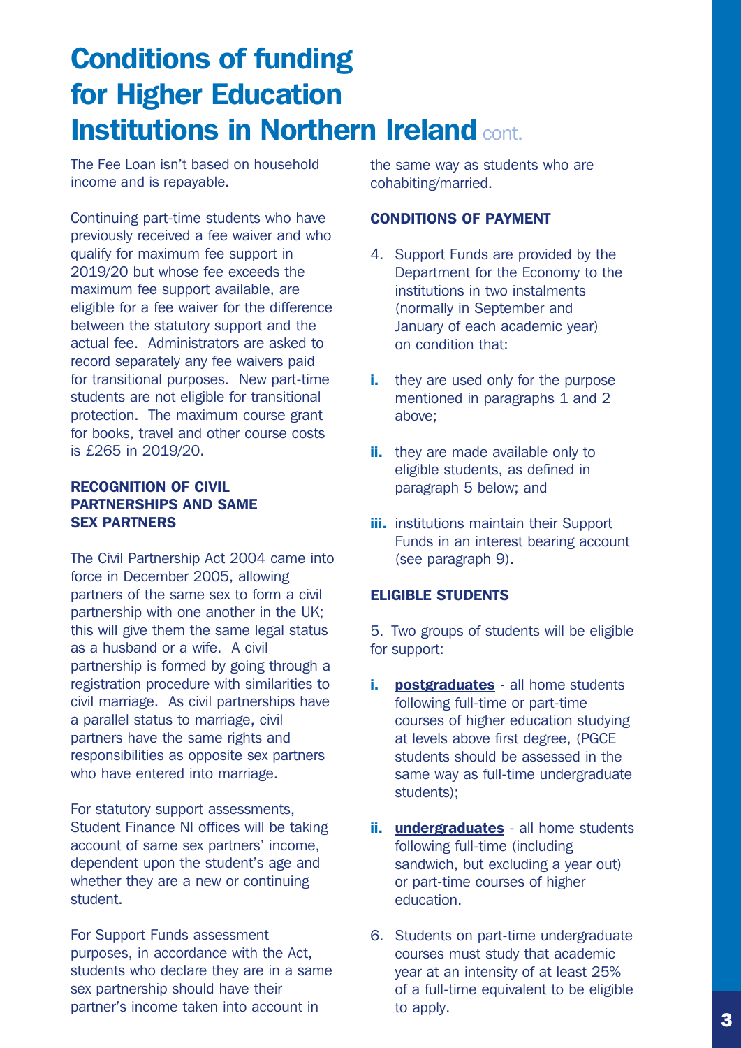# Conditions of funding for Higher Education Institutions in Northern Ireland cont.

The Fee Loan isn't based on household income and is repayable.

Continuing part-time students who have previously received a fee waiver and who qualify for maximum fee support in 2019/20 but whose fee exceeds the maximum fee support available, are eligible for a fee waiver for the difference between the statutory support and the actual fee. Administrators are asked to record separately any fee waivers paid for transitional purposes. New part-time students are not eligible for transitional protection. The maximum course grant for books, travel and other course costs is £265 in 2019/20.

### RECOGNITION OF CIVIL PARTNERSHIPS AND SAME SEX PARTNERS

The Civil Partnership Act 2004 came into force in December 2005, allowing partners of the same sex to form a civil partnership with one another in the UK; this will give them the same legal status as a husband or a wife. A civil partnership is formed by going through a registration procedure with similarities to civil marriage. As civil partnerships have a parallel status to marriage, civil partners have the same rights and responsibilities as opposite sex partners who have entered into marriage.

For statutory support assessments, Student Finance NI offices will be taking account of same sex partners' income, dependent upon the student's age and whether they are a new or continuing student.

For Support Funds assessment purposes, in accordance with the Act, students who declare they are in a same sex partnership should have their partner's income taken into account in the same way as students who are cohabiting/married.

### CONDITIONS OF PAYMENT

4. Support Funds are provided by the Department for the Economy to the institutions in two instalments (normally in September and January of each academic year) on condition that:

- **i.** they are used only for the purpose mentioned in paragraphs 1 and 2 above;
- **ii.** they are made available only to eligible students, as defined in paragraph 5 below; and
- **iii.** institutions maintain their Support Funds in an interest bearing account (see paragraph 9).

### ELIGIBLE STUDENTS

5. Two groups of students will be eligible for support:

- **i.** **postgraduates** - all home students following full-time or part-time courses of higher education studying at levels above first degree, (PGCE students should be assessed in the same way as full-time undergraduate students);
- **ii.** **undergraduates** - all home students following full-time (including sandwich, but excluding a year out) or part-time courses of higher education.

6. Students on part-time undergraduate courses must study that academic year at an intensity of at least 25% of a full-time equivalent to be eligible to apply.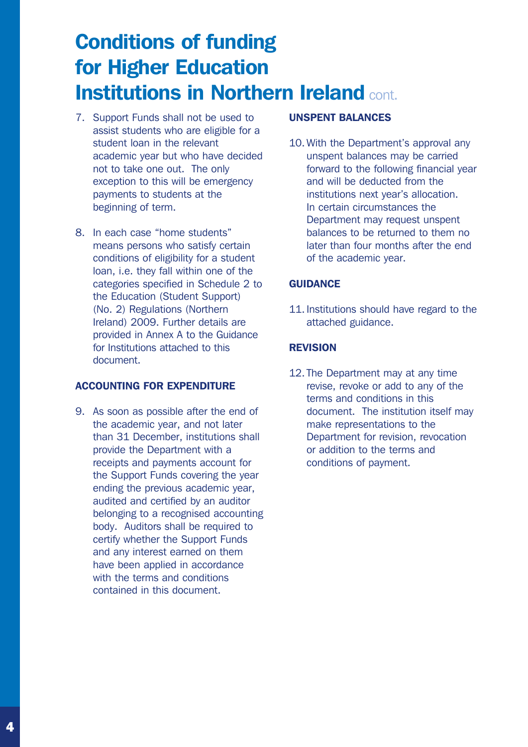# Conditions of funding for Higher Education Institutions in Northern Ireland cont.

7. Support Funds shall not be used to assist students who are eligible for a student loan in the relevant academic year but who have decided not to take one out. The only exception to this will be emergency payments to students at the beginning of term.

8. In each case "home students" means persons who satisfy certain conditions of eligibility for a student loan, i.e. they fall within one of the categories specified in Schedule 2 to the Education (Student Support) (No. 2) Regulations (Northern Ireland) 2009. Further details are provided in Annex A to the Guidance for Institutions attached to this document.

### ACCOUNTING FOR EXPENDITURE

9. As soon as possible after the end of the academic year, and not later than 31 December, institutions shall provide the Department with a receipts and payments account for the Support Funds covering the year ending the previous academic year, audited and certified by an auditor belonging to a recognised accounting body. Auditors shall be required to certify whether the Support Funds and any interest earned on them have been applied in accordance with the terms and conditions contained in this document.

### UNSPENT BALANCES

10. With the Department's approval any unspent balances may be carried forward to the following financial year and will be deducted from the institutions next year's allocation. In certain circumstances the Department may request unspent balances to be returned to them no later than four months after the end of the academic year.

### GUIDANCE

11. Institutions should have regard to the attached guidance.

### REVISION

12. The Department may at any time revise, revoke or add to any of the terms and conditions in this document. The institution itself may make representations to the Department for revision, revocation or addition to the terms and conditions of payment.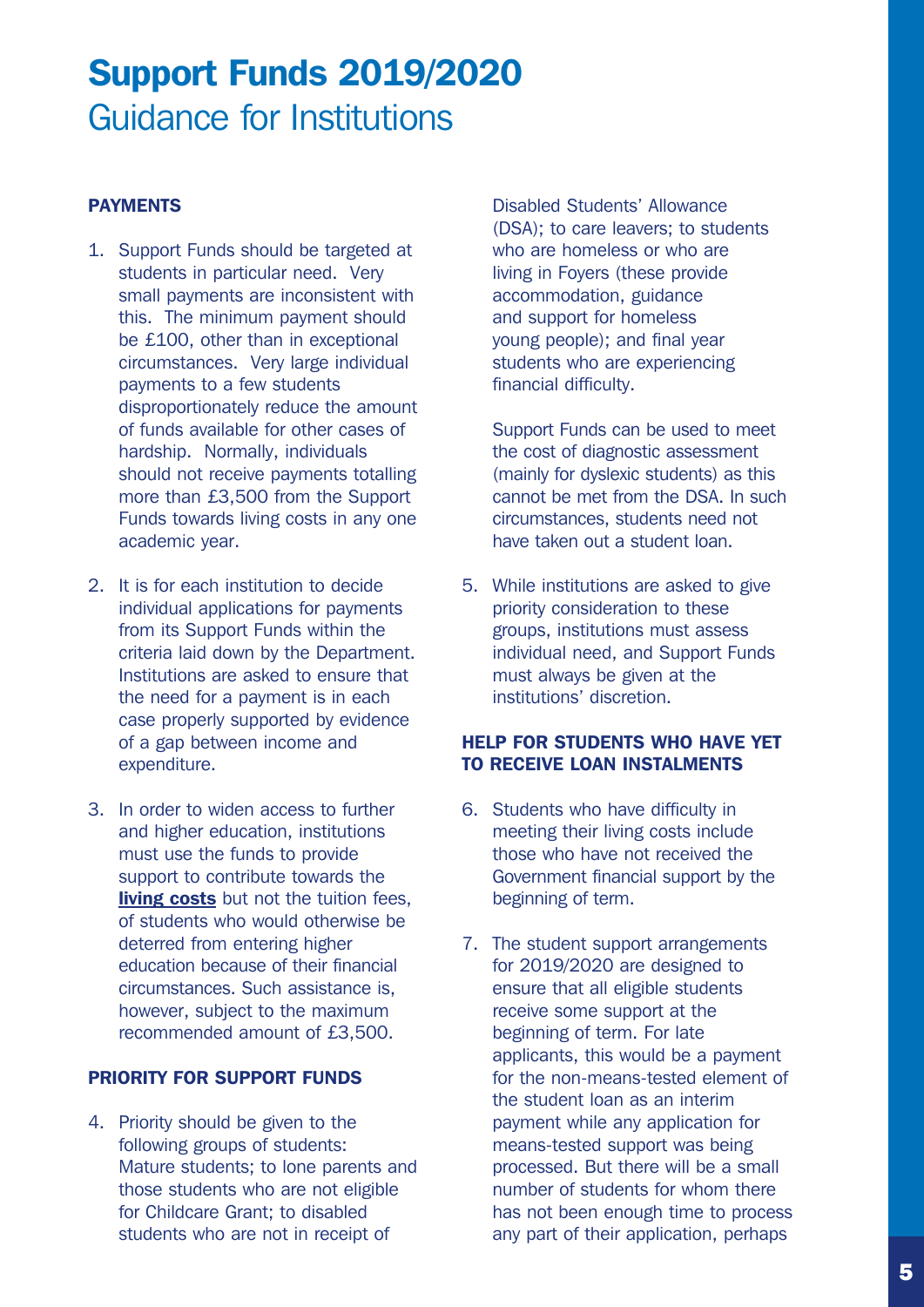# Support Funds 2019/2020
## Guidance for Institutions

### PAYMENTS

1. Support Funds should be targeted at students in particular need. Very small payments are inconsistent with this. The minimum payment should be £100, other than in exceptional circumstances. Very large individual payments to a few students disproportionately reduce the amount of funds available for other cases of hardship. Normally, individuals should not receive payments totalling more than £3,500 from the Support Funds towards living costs in any one academic year.

2. It is for each institution to decide individual applications for payments from its Support Funds within the criteria laid down by the Department. Institutions are asked to ensure that the need for a payment is in each case properly supported by evidence of a gap between income and expenditure.

3. In order to widen access to further and higher education, institutions must use the funds to provide support to contribute towards the **living costs** but not the tuition fees, of students who would otherwise be deterred from entering higher education because of their financial circumstances. Such assistance is, however, subject to the maximum recommended amount of £3,500.

### PRIORITY FOR SUPPORT FUNDS

4. Priority should be given to the following groups of students: Mature students; to lone parents and those students who are not eligible for Childcare Grant; to disabled students who are not in receipt of Disabled Students' Allowance (DSA); to care leavers; to students who are homeless or who are living in Foyers (these provide accommodation, guidance and support for homeless young people); and final year students who are experiencing financial difficulty.

   Support Funds can be used to meet the cost of diagnostic assessment (mainly for dyslexic students) as this cannot be met from the DSA. In such circumstances, students need not have taken out a student loan.

5. While institutions are asked to give priority consideration to these groups, institutions must assess individual need, and Support Funds must always be given at the institutions' discretion.

### HELP FOR STUDENTS WHO HAVE YET TO RECEIVE LOAN INSTALMENTS

6. Students who have difficulty in meeting their living costs include those who have not received the Government financial support by the beginning of term.

7. The student support arrangements for 2019/2020 are designed to ensure that all eligible students receive some support at the beginning of term. For late applicants, this would be a payment for the non-means-tested element of the student loan as an interim payment while any application for means-tested support was being processed. But there will be a small number of students for whom there has not been enough time to process any part of their application, perhaps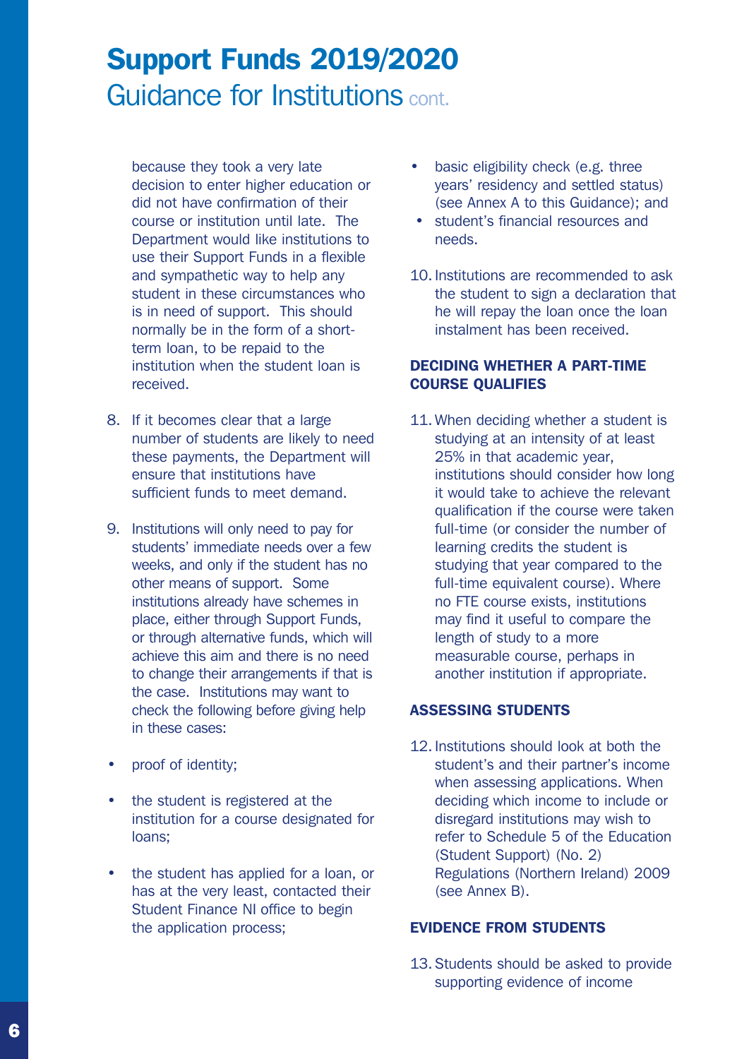because they took a very late decision to enter higher education or did not have confirmation of their course or institution until late. The Department would like institutions to use their Support Funds in a flexible and sympathetic way to help any student in these circumstances who is in need of support. This should normally be in the form of a short-term loan, to be repaid to the institution when the student loan is received.

8. If it becomes clear that a large number of students are likely to need these payments, the Department will ensure that institutions have sufficient funds to meet demand.

9. Institutions will only need to pay for students' immediate needs over a few weeks, and only if the student has no other means of support. Some institutions already have schemes in place, either through Support Funds, or through alternative funds, which will achieve this aim and there is no need to change their arrangements if that is the case. Institutions may want to check the following before giving help in these cases:

- proof of identity;
- the student is registered at the institution for a course designated for loans;
- the student has applied for a loan, or has at the very least, contacted their Student Finance NI office to begin the application process;
- basic eligibility check (e.g. three years' residency and settled status) (see Annex A to this Guidance); and
- student's financial resources and needs.

10. Institutions are recommended to ask the student to sign a declaration that he will repay the loan once the loan instalment has been received.

### DECIDING WHETHER A PART-TIME COURSE QUALIFIES

11. When deciding whether a student is studying at an intensity of at least 25% in that academic year, institutions should consider how long it would take to achieve the relevant qualification if the course were taken full-time (or consider the number of learning credits the student is studying that year compared to the full-time equivalent course). Where no FTE course exists, institutions may find it useful to compare the length of study to a more measurable course, perhaps in another institution if appropriate.

### ASSESSING STUDENTS

12. Institutions should look at both the student's and their partner's income when assessing applications. When deciding which income to include or disregard institutions may wish to refer to Schedule 5 of the Education (Student Support) (No. 2) Regulations (Northern Ireland) 2009 (see Annex B).

### EVIDENCE FROM STUDENTS

13. Students should be asked to provide supporting evidence of income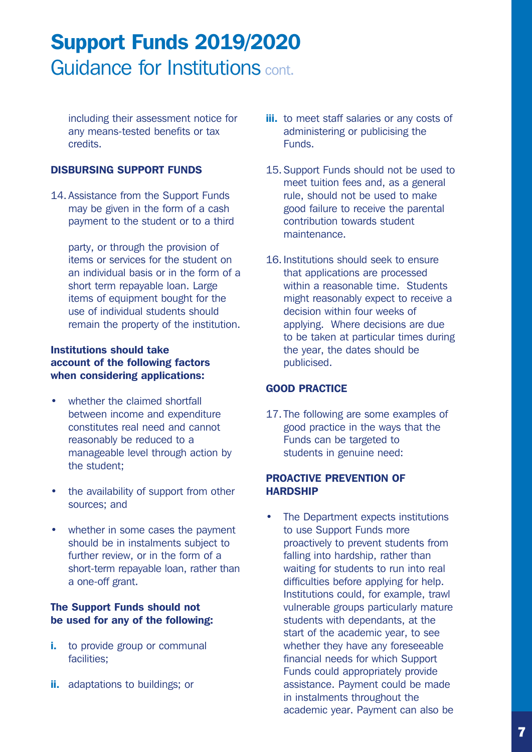including their assessment notice for any means-tested benefits or tax credits.

**DISBURSING SUPPORT FUNDS**

14. Assistance from the Support Funds may be given in the form of a cash payment to the student or to a third party, or through the provision of items or services for the student on an individual basis or in the form of a short term repayable loan. Large items of equipment bought for the use of individual students should remain the property of the institution.

**Institutions should take account of the following factors when considering applications:**

- whether the claimed shortfall between income and expenditure constitutes real need and cannot reasonably be reduced to a manageable level through action by the student;
- the availability of support from other sources; and
- whether in some cases the payment should be in instalments subject to further review, or in the form of a short-term repayable loan, rather than a one-off grant.

**The Support Funds should not be used for any of the following:**

**i.** to provide group or communal facilities;

**ii.** adaptations to buildings; or

**iii.** to meet staff salaries or any costs of administering or publicising the Funds.

15. Support Funds should not be used to meet tuition fees and, as a general rule, should not be used to make good failure to receive the parental contribution towards student maintenance.

16. Institutions should seek to ensure that applications are processed within a reasonable time. Students might reasonably expect to receive a decision within four weeks of applying. Where decisions are due to be taken at particular times during the year, the dates should be publicised.

**GOOD PRACTICE**

17. The following are some examples of good practice in the ways that the Funds can be targeted to students in genuine need:

**PROACTIVE PREVENTION OF HARDSHIP**

- The Department expects institutions to use Support Funds more proactively to prevent students from falling into hardship, rather than waiting for students to run into real difficulties before applying for help. Institutions could, for example, trawl vulnerable groups particularly mature students with dependants, at the start of the academic year, to see whether they have any foreseeable financial needs for which Support Funds could appropriately provide assistance. Payment could be made in instalments throughout the academic year. Payment can also be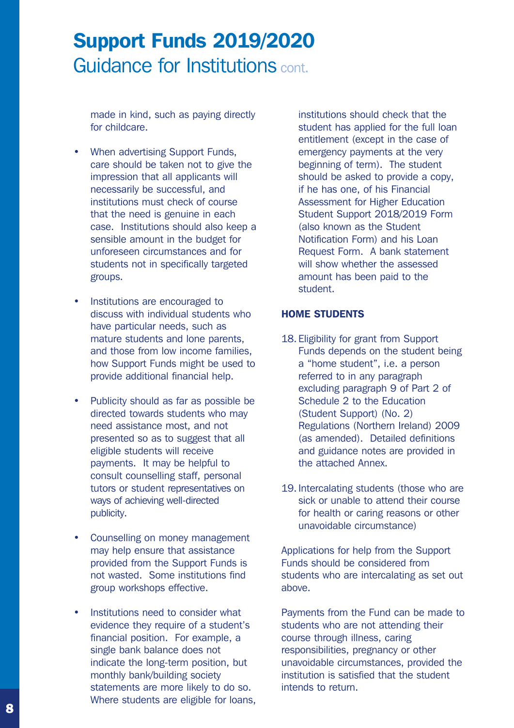made in kind, such as paying directly for childcare.

- When advertising Support Funds, care should be taken not to give the impression that all applicants will necessarily be successful, and institutions must check of course that the need is genuine in each case. Institutions should also keep a sensible amount in the budget for unforeseen circumstances and for students not in specifically targeted groups.

- Institutions are encouraged to discuss with individual students who have particular needs, such as mature students and lone parents, and those from low income families, how Support Funds might be used to provide additional financial help.

- Publicity should as far as possible be directed towards students who may need assistance most, and not presented so as to suggest that all eligible students will receive payments. It may be helpful to consult counselling staff, personal tutors or student representatives on ways of achieving well-directed publicity.

- Counselling on money management may help ensure that assistance provided from the Support Funds is not wasted. Some institutions find group workshops effective.

- Institutions need to consider what evidence they require of a student's financial position. For example, a single bank balance does not indicate the long-term position, but monthly bank/building society statements are more likely to do so. Where students are eligible for loans, institutions should check that the student has applied for the full loan entitlement (except in the case of emergency payments at the very beginning of term). The student should be asked to provide a copy, if he has one, of his Financial Assessment for Higher Education Student Support 2018/2019 Form (also known as the Student Notification Form) and his Loan Request Form. A bank statement will show whether the assessed amount has been paid to the student.

### HOME STUDENTS

18. Eligibility for grant from Support Funds depends on the student being a "home student", i.e. a person referred to in any paragraph excluding paragraph 9 of Part 2 of Schedule 2 to the Education (Student Support) (No. 2) Regulations (Northern Ireland) 2009 (as amended). Detailed definitions and guidance notes are provided in the attached Annex.

19. Intercalating students (those who are sick or unable to attend their course for health or caring reasons or other unavoidable circumstance)

Applications for help from the Support Funds should be considered from students who are intercalating as set out above.

Payments from the Fund can be made to students who are not attending their course through illness, caring responsibilities, pregnancy or other unavoidable circumstances, provided the institution is satisfied that the student intends to return.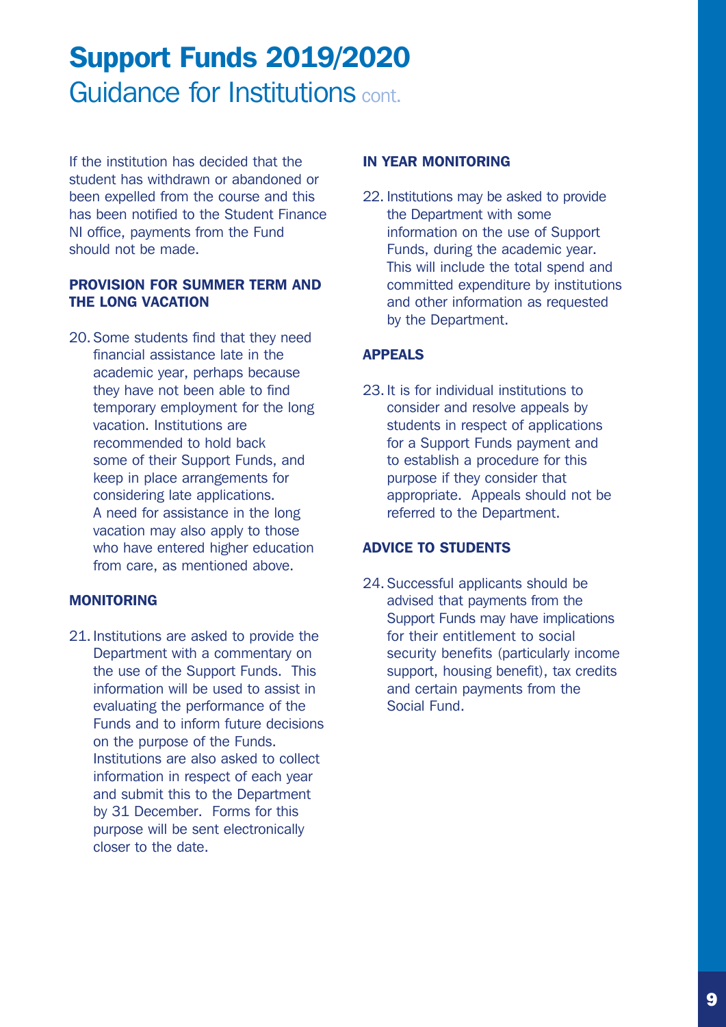# Support Funds 2019/2020

## Guidance for Institutions cont.

If the institution has decided that the student has withdrawn or abandoned or been expelled from the course and this has been notified to the Student Finance NI office, payments from the Fund should not be made.

### PROVISION FOR SUMMER TERM AND THE LONG VACATION

20. Some students find that they need financial assistance late in the academic year, perhaps because they have not been able to find temporary employment for the long vacation. Institutions are recommended to hold back some of their Support Funds, and keep in place arrangements for considering late applications. A need for assistance in the long vacation may also apply to those who have entered higher education from care, as mentioned above.

### MONITORING

21. Institutions are asked to provide the Department with a commentary on the use of the Support Funds. This information will be used to assist in evaluating the performance of the Funds and to inform future decisions on the purpose of the Funds. Institutions are also asked to collect information in respect of each year and submit this to the Department by 31 December. Forms for this purpose will be sent electronically closer to the date.

### IN YEAR MONITORING

22. Institutions may be asked to provide the Department with some information on the use of Support Funds, during the academic year. This will include the total spend and committed expenditure by institutions and other information as requested by the Department.

### APPEALS

23. It is for individual institutions to consider and resolve appeals by students in respect of applications for a Support Funds payment and to establish a procedure for this purpose if they consider that appropriate. Appeals should not be referred to the Department.

### ADVICE TO STUDENTS

24. Successful applicants should be advised that payments from the Support Funds may have implications for their entitlement to social security benefits (particularly income support, housing benefit), tax credits and certain payments from the Social Fund.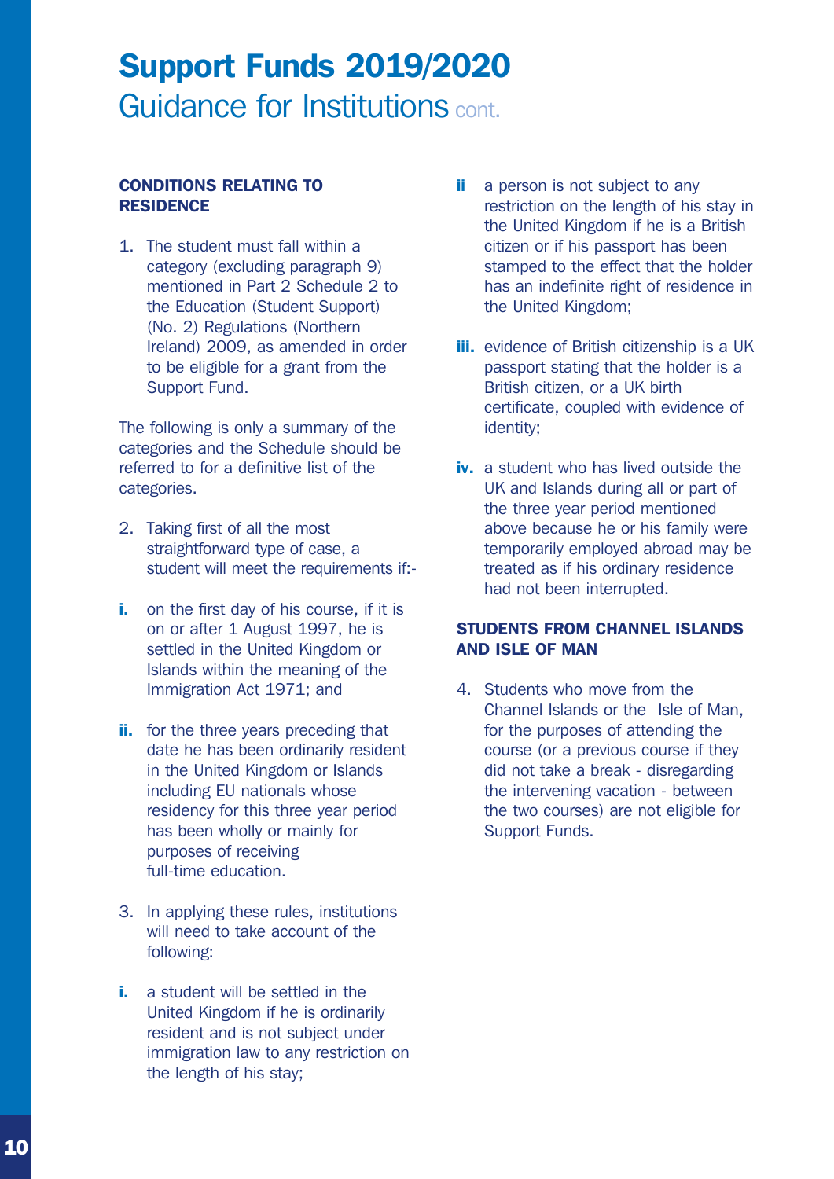# Support Funds 2019/2020
## Guidance for Institutions cont.

### CONDITIONS RELATING TO RESIDENCE

1. The student must fall within a category (excluding paragraph 9) mentioned in Part 2 Schedule 2 to the Education (Student Support) (No. 2) Regulations (Northern Ireland) 2009, as amended in order to be eligible for a grant from the Support Fund.

The following is only a summary of the categories and the Schedule should be referred to for a definitive list of the categories.

2. Taking first of all the most straightforward type of case, a student will meet the requirements if:-

**i.** on the first day of his course, if it is on or after 1 August 1997, he is settled in the United Kingdom or Islands within the meaning of the Immigration Act 1971; and

**ii.** for the three years preceding that date he has been ordinarily resident in the United Kingdom or Islands including EU nationals whose residency for this three year period has been wholly or mainly for purposes of receiving full-time education.

3. In applying these rules, institutions will need to take account of the following:

**i.** a student will be settled in the United Kingdom if he is ordinarily resident and is not subject under immigration law to any restriction on the length of his stay;

**ii** a person is not subject to any restriction on the length of his stay in the United Kingdom if he is a British citizen or if his passport has been stamped to the effect that the holder has an indefinite right of residence in the United Kingdom;

**iii.** evidence of British citizenship is a UK passport stating that the holder is a British citizen, or a UK birth certificate, coupled with evidence of identity;

**iv.** a student who has lived outside the UK and Islands during all or part of the three year period mentioned above because he or his family were temporarily employed abroad may be treated as if his ordinary residence had not been interrupted.

### STUDENTS FROM CHANNEL ISLANDS AND ISLE OF MAN

4. Students who move from the Channel Islands or the Isle of Man, for the purposes of attending the course (or a previous course if they did not take a break - disregarding the intervening vacation - between the two courses) are not eligible for Support Funds.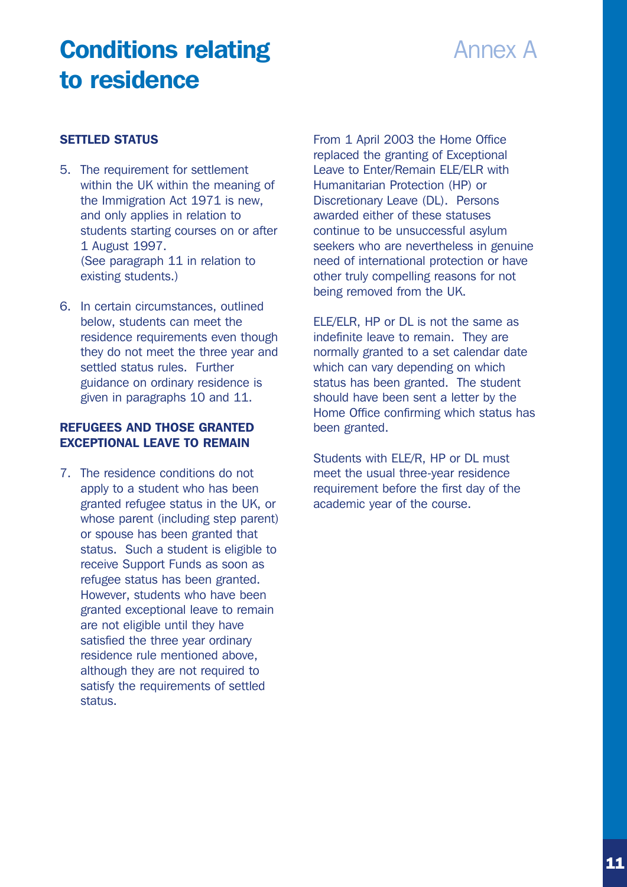# Conditions relating to residence

## Annex A

### SETTLED STATUS

5. The requirement for settlement within the UK within the meaning of the Immigration Act 1971 is new, and only applies in relation to students starting courses on or after 1 August 1997.
   (See paragraph 11 in relation to existing students.)

6. In certain circumstances, outlined below, students can meet the residence requirements even though they do not meet the three year and settled status rules. Further guidance on ordinary residence is given in paragraphs 10 and 11.

### REFUGEES AND THOSE GRANTED EXCEPTIONAL LEAVE TO REMAIN

7. The residence conditions do not apply to a student who has been granted refugee status in the UK, or whose parent (including step parent) or spouse has been granted that status. Such a student is eligible to receive Support Funds as soon as refugee status has been granted. However, students who have been granted exceptional leave to remain are not eligible until they have satisfied the three year ordinary residence rule mentioned above, although they are not required to satisfy the requirements of settled status.

From 1 April 2003 the Home Office replaced the granting of Exceptional Leave to Enter/Remain ELE/ELR with Humanitarian Protection (HP) or Discretionary Leave (DL). Persons awarded either of these statuses continue to be unsuccessful asylum seekers who are nevertheless in genuine need of international protection or have other truly compelling reasons for not being removed from the UK.

ELE/ELR, HP or DL is not the same as indefinite leave to remain. They are normally granted to a set calendar date which can vary depending on which status has been granted. The student should have been sent a letter by the Home Office confirming which status has been granted.

Students with ELE/R, HP or DL must meet the usual three-year residence requirement before the first day of the academic year of the course.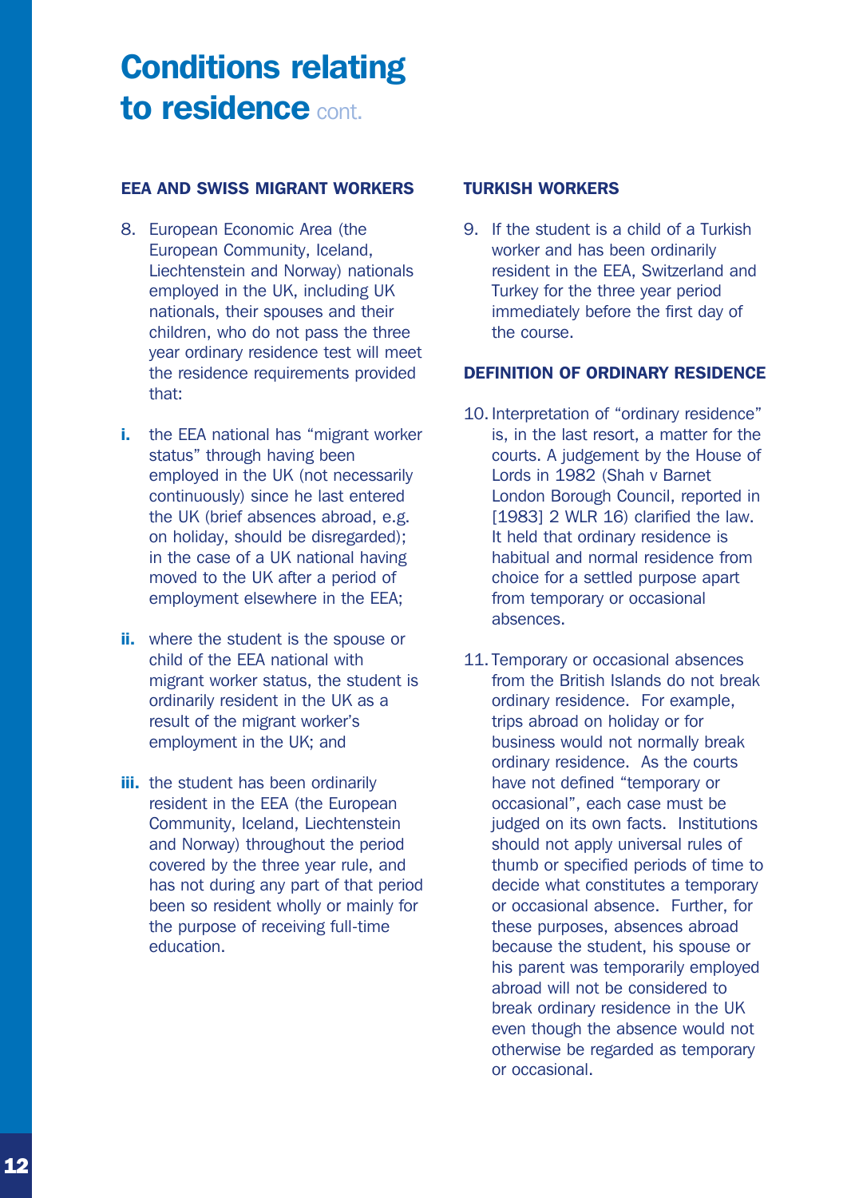# Conditions relating to residence cont.

### EEA AND SWISS MIGRANT WORKERS

8. European Economic Area (the European Community, Iceland, Liechtenstein and Norway) nationals employed in the UK, including UK nationals, their spouses and their children, who do not pass the three year ordinary residence test will meet the residence requirements provided that:

**i.** the EEA national has "migrant worker status" through having been employed in the UK (not necessarily continuously) since he last entered the UK (brief absences abroad, e.g. on holiday, should be disregarded); in the case of a UK national having moved to the UK after a period of employment elsewhere in the EEA;

**ii.** where the student is the spouse or child of the EEA national with migrant worker status, the student is ordinarily resident in the UK as a result of the migrant worker's employment in the UK; and

**iii.** the student has been ordinarily resident in the EEA (the European Community, Iceland, Liechtenstein and Norway) throughout the period covered by the three year rule, and has not during any part of that period been so resident wholly or mainly for the purpose of receiving full-time education.

### TURKISH WORKERS

9. If the student is a child of a Turkish worker and has been ordinarily resident in the EEA, Switzerland and Turkey for the three year period immediately before the first day of the course.

### DEFINITION OF ORDINARY RESIDENCE

10. Interpretation of "ordinary residence" is, in the last resort, a matter for the courts. A judgement by the House of Lords in 1982 (Shah v Barnet London Borough Council, reported in [1983] 2 WLR 16) clarified the law. It held that ordinary residence is habitual and normal residence from choice for a settled purpose apart from temporary or occasional absences.

11. Temporary or occasional absences from the British Islands do not break ordinary residence. For example, trips abroad on holiday or for business would not normally break ordinary residence. As the courts have not defined "temporary or occasional", each case must be judged on its own facts. Institutions should not apply universal rules of thumb or specified periods of time to decide what constitutes a temporary or occasional absence. Further, for these purposes, absences abroad because the student, his spouse or his parent was temporarily employed abroad will not be considered to break ordinary residence in the UK even though the absence would not otherwise be regarded as temporary or occasional.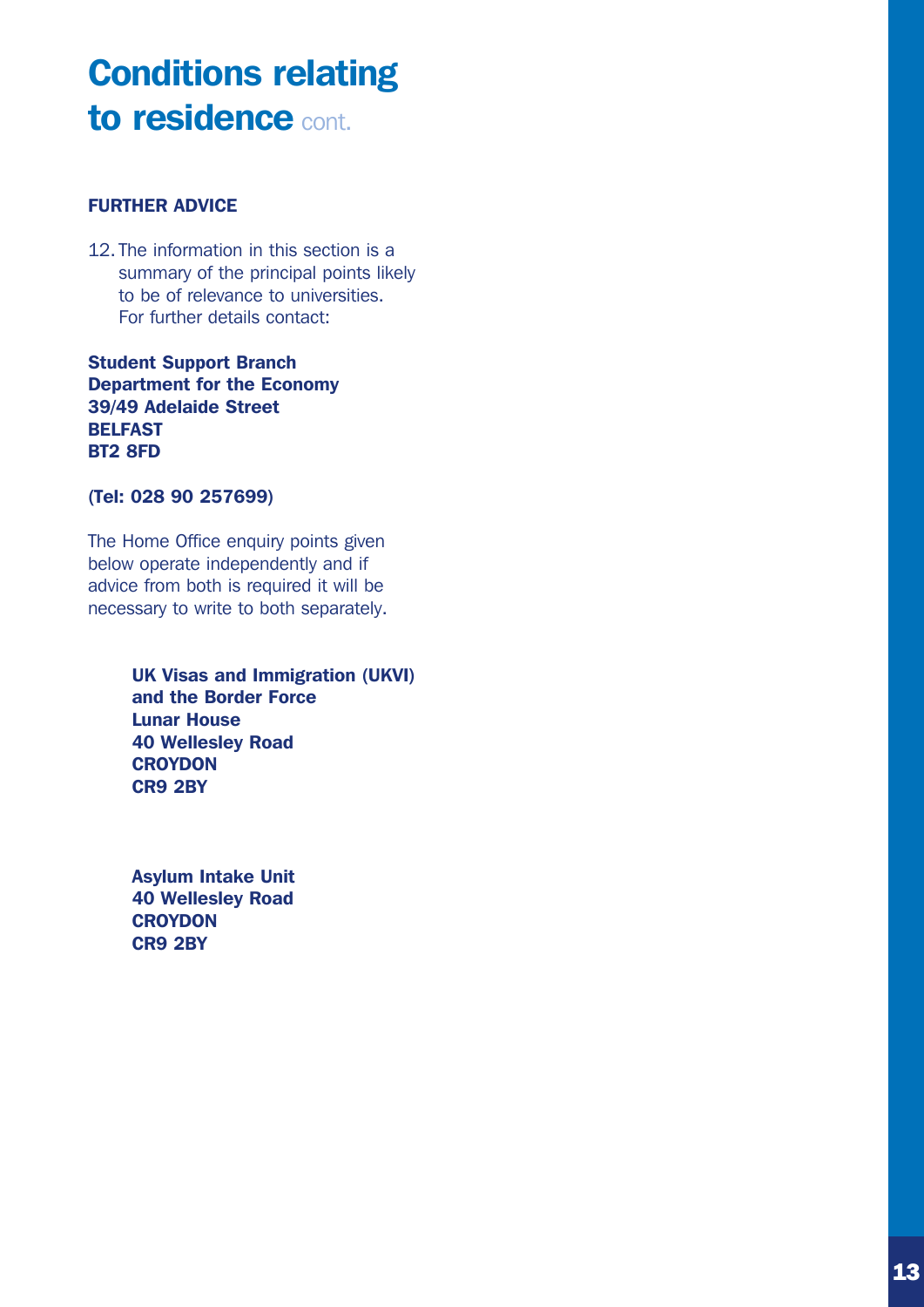# Conditions relating to residence cont.

**FURTHER ADVICE**

12. The information in this section is a summary of the principal points likely to be of relevance to universities. For further details contact:

**Student Support Branch**
**Department for the Economy**
**39/49 Adelaide Street**
**BELFAST**
**BT2 8FD**

**(Tel: 028 90 257699)**

The Home Office enquiry points given below operate independently and if advice from both is required it will be necessary to write to both separately.

**UK Visas and Immigration (UKVI)**
**and the Border Force**
**Lunar House**
**40 Wellesley Road**
**CROYDON**
**CR9 2BY**

**Asylum Intake Unit**
**40 Wellesley Road**
**CROYDON**
**CR9 2BY**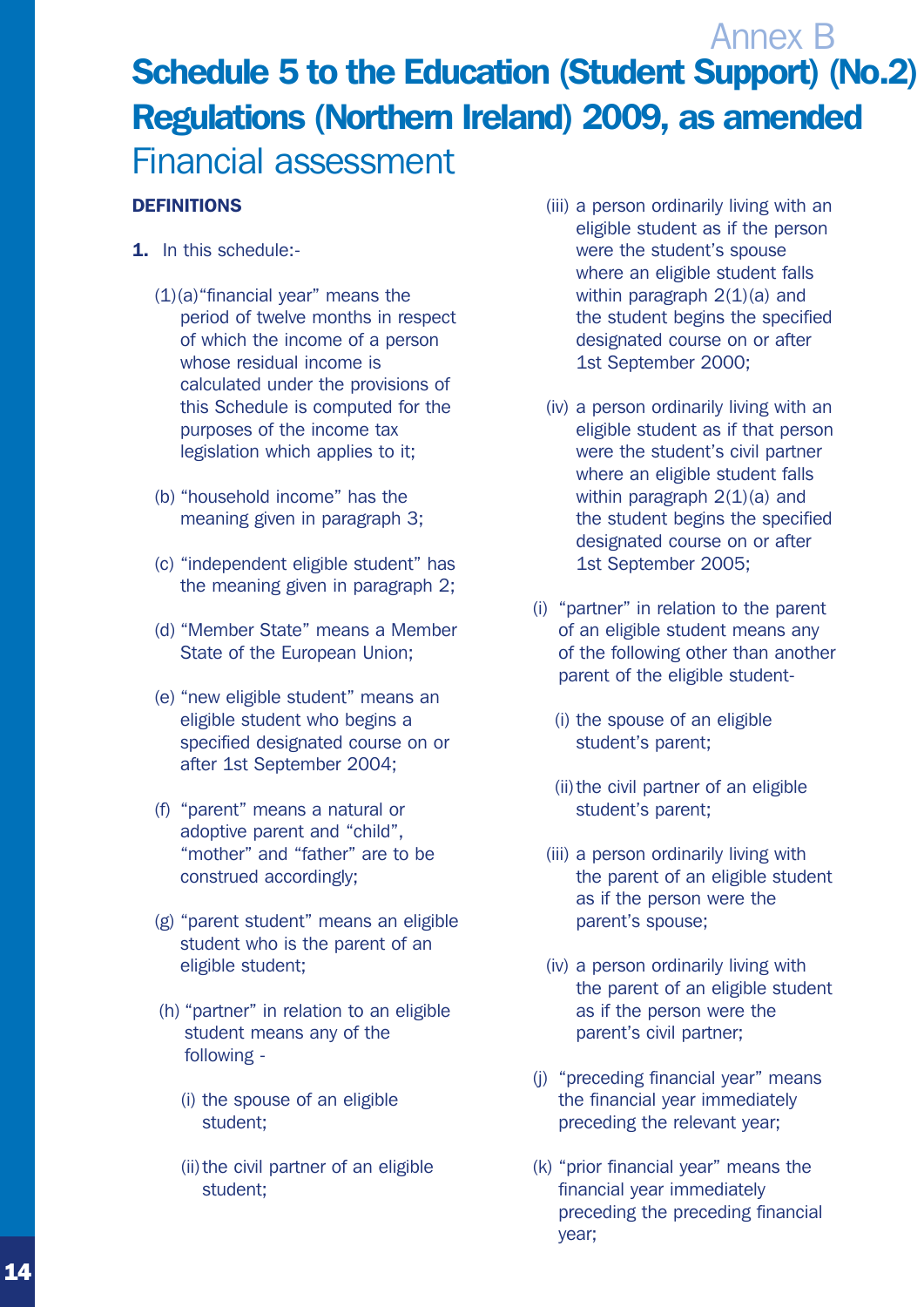Annex B

# Schedule 5 to the Education (Student Support) (No.2) Regulations (Northern Ireland) 2009, as amended

## Financial assessment

**DEFINITIONS**

**1.** In this schedule:-

(1)(a) "financial year" means the period of twelve months in respect of which the income of a person whose residual income is calculated under the provisions of this Schedule is computed for the purposes of the income tax legislation which applies to it;

(b) "household income" has the meaning given in paragraph 3;

(c) "independent eligible student" has the meaning given in paragraph 2;

(d) "Member State" means a Member State of the European Union;

(e) "new eligible student" means an eligible student who begins a specified designated course on or after 1st September 2004;

(f) "parent" means a natural or adoptive parent and "child", "mother" and "father" are to be construed accordingly;

(g) "parent student" means an eligible student who is the parent of an eligible student;

(h) "partner" in relation to an eligible student means any of the following -

(i) the spouse of an eligible student;

(ii) the civil partner of an eligible student;

(iii) a person ordinarily living with an eligible student as if the person were the student's spouse where an eligible student falls within paragraph 2(1)(a) and the student begins the specified designated course on or after 1st September 2000;

(iv) a person ordinarily living with an eligible student as if that person were the student's civil partner where an eligible student falls within paragraph 2(1)(a) and the student begins the specified designated course on or after 1st September 2005;

(i) "partner" in relation to the parent of an eligible student means any of the following other than another parent of the eligible student-

(i) the spouse of an eligible student's parent;

(ii) the civil partner of an eligible student's parent;

(iii) a person ordinarily living with the parent of an eligible student as if the person were the parent's spouse;

(iv) a person ordinarily living with the parent of an eligible student as if the person were the parent's civil partner;

(j) "preceding financial year" means the financial year immediately preceding the relevant year;

(k) "prior financial year" means the financial year immediately preceding the preceding financial year;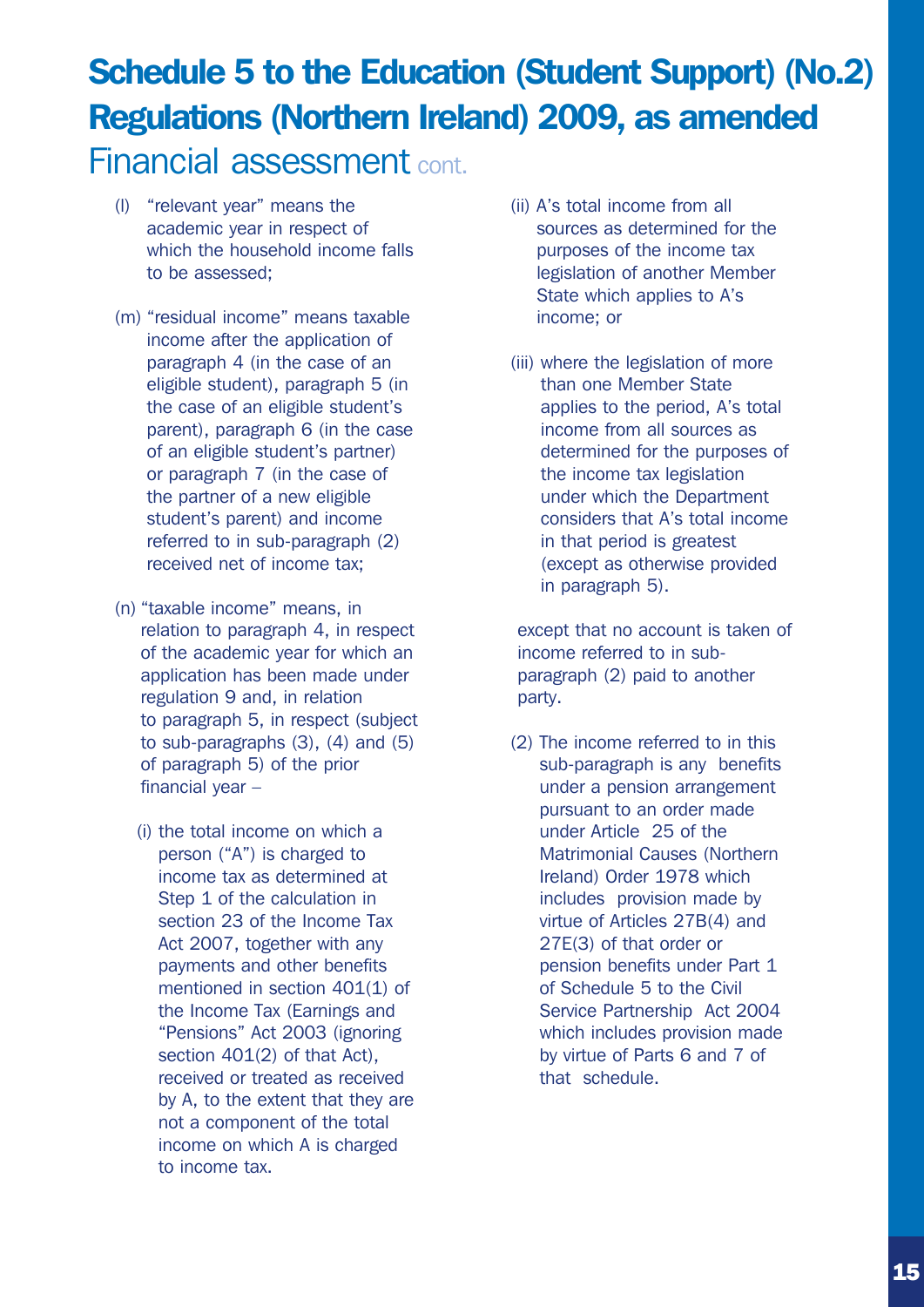# Schedule 5 to the Education (Student Support) (No.2) Regulations (Northern Ireland) 2009, as amended

## Financial assessment cont.

(l) "relevant year" means the academic year in respect of which the household income falls to be assessed;

(m) "residual income" means taxable income after the application of paragraph 4 (in the case of an eligible student), paragraph 5 (in the case of an eligible student's parent), paragraph 6 (in the case of an eligible student's partner) or paragraph 7 (in the case of the partner of a new eligible student's parent) and income referred to in sub-paragraph (2) received net of income tax;

(n) "taxable income" means, in relation to paragraph 4, in respect of the academic year for which an application has been made under regulation 9 and, in relation to paragraph 5, in respect (subject to sub-paragraphs (3), (4) and (5) of paragraph 5) of the prior financial year –

(i) the total income on which a person ("A") is charged to income tax as determined at Step 1 of the calculation in section 23 of the Income Tax Act 2007, together with any payments and other benefits mentioned in section 401(1) of the Income Tax (Earnings and "Pensions" Act 2003 (ignoring section 401(2) of that Act), received or treated as received by A, to the extent that they are not a component of the total income on which A is charged to income tax.

(ii) A's total income from all sources as determined for the purposes of the income tax legislation of another Member State which applies to A's income; or

(iii) where the legislation of more than one Member State applies to the period, A's total income from all sources as determined for the purposes of the income tax legislation under which the Department considers that A's total income in that period is greatest (except as otherwise provided in paragraph 5).

except that no account is taken of income referred to in sub-paragraph (2) paid to another party.

(2) The income referred to in this sub-paragraph is any benefits under a pension arrangement pursuant to an order made under Article 25 of the Matrimonial Causes (Northern Ireland) Order 1978 which includes provision made by virtue of Articles 27B(4) and 27E(3) of that order or pension benefits under Part 1 of Schedule 5 to the Civil Service Partnership Act 2004 which includes provision made by virtue of Parts 6 and 7 of that schedule.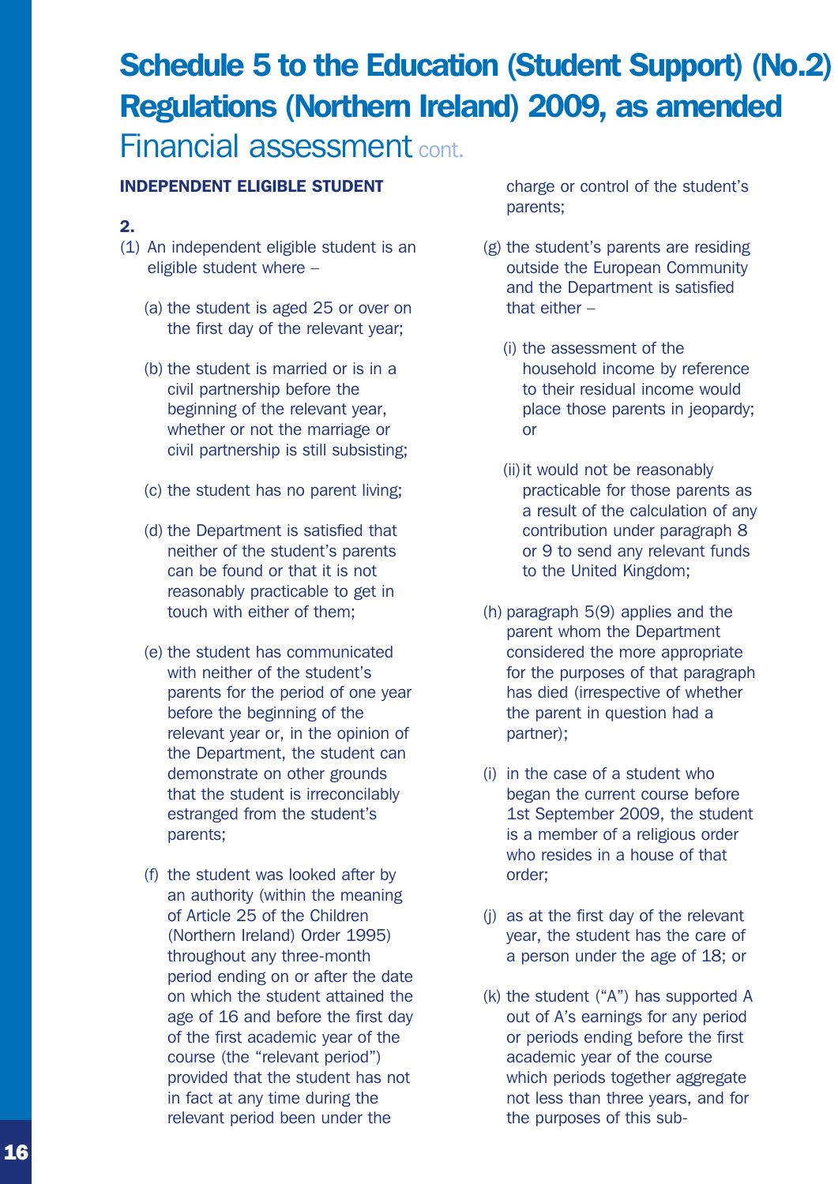# Schedule 5 to the Education (Student Support) (No.2) Regulations (Northern Ireland) 2009, as amended

## Financial assessment cont.

**INDEPENDENT ELIGIBLE STUDENT**

**2.**

(1) An independent eligible student is an eligible student where –

(a) the student is aged 25 or over on the first day of the relevant year;

(b) the student is married or is in a civil partnership before the beginning of the relevant year, whether or not the marriage or civil partnership is still subsisting;

(c) the student has no parent living;

(d) the Department is satisfied that neither of the student's parents can be found or that it is not reasonably practicable to get in touch with either of them;

(e) the student has communicated with neither of the student's parents for the period of one year before the beginning of the relevant year or, in the opinion of the Department, the student can demonstrate on other grounds that the student is irreconcilably estranged from the student's parents;

(f) the student was looked after by an authority (within the meaning of Article 25 of the Children (Northern Ireland) Order 1995) throughout any three-month period ending on or after the date on which the student attained the age of 16 and before the first day of the first academic year of the course (the "relevant period") provided that the student has not in fact at any time during the relevant period been under the charge or control of the student's parents;

(g) the student's parents are residing outside the European Community and the Department is satisfied that either –

(i) the assessment of the household income by reference to their residual income would place those parents in jeopardy; or

(ii) it would not be reasonably practicable for those parents as a result of the calculation of any contribution under paragraph 8 or 9 to send any relevant funds to the United Kingdom;

(h) paragraph 5(9) applies and the parent whom the Department considered the more appropriate for the purposes of that paragraph has died (irrespective of whether the parent in question had a partner);

(i) in the case of a student who began the current course before 1st September 2009, the student is a member of a religious order who resides in a house of that order;

(j) as at the first day of the relevant year, the student has the care of a person under the age of 18; or

(k) the student ("A") has supported A out of A's earnings for any period or periods ending before the first academic year of the course which periods together aggregate not less than three years, and for the purposes of this sub-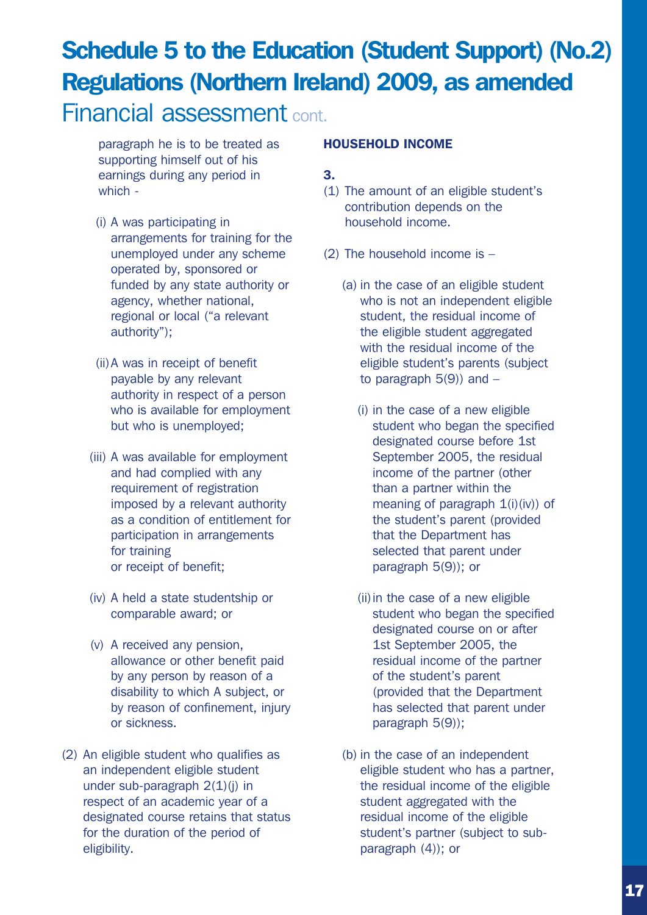# Schedule 5 to the Education (Student Support) (No.2) Regulations (Northern Ireland) 2009, as amended

## Financial assessment cont.

paragraph he is to be treated as supporting himself out of his earnings during any period in which -

(i) A was participating in arrangements for training for the unemployed under any scheme operated by, sponsored or funded by any state authority or agency, whether national, regional or local ("a relevant authority");

(ii) A was in receipt of benefit payable by any relevant authority in respect of a person who is available for employment but who is unemployed;

(iii) A was available for employment and had complied with any requirement of registration imposed by a relevant authority as a condition of entitlement for participation in arrangements for training or receipt of benefit;

(iv) A held a state studentship or comparable award; or

(v) A received any pension, allowance or other benefit paid by any person by reason of a disability to which A subject, or by reason of confinement, injury or sickness.

(2) An eligible student who qualifies as an independent eligible student under sub-paragraph 2(1)(j) in respect of an academic year of a designated course retains that status for the duration of the period of eligibility.

**HOUSEHOLD INCOME**

**3.**

(1) The amount of an eligible student's contribution depends on the household income.

(2) The household income is –

(a) in the case of an eligible student who is not an independent eligible student, the residual income of the eligible student aggregated with the residual income of the eligible student's parents (subject to paragraph 5(9)) and –

(i) in the case of a new eligible student who began the specified designated course before 1st September 2005, the residual income of the partner (other than a partner within the meaning of paragraph 1(i)(iv)) of the student's parent (provided that the Department has selected that parent under paragraph 5(9)); or

(ii) in the case of a new eligible student who began the specified designated course on or after 1st September 2005, the residual income of the partner of the student's parent (provided that the Department has selected that parent under paragraph 5(9));

(b) in the case of an independent eligible student who has a partner, the residual income of the eligible student aggregated with the residual income of the eligible student's partner (subject to sub-paragraph (4)); or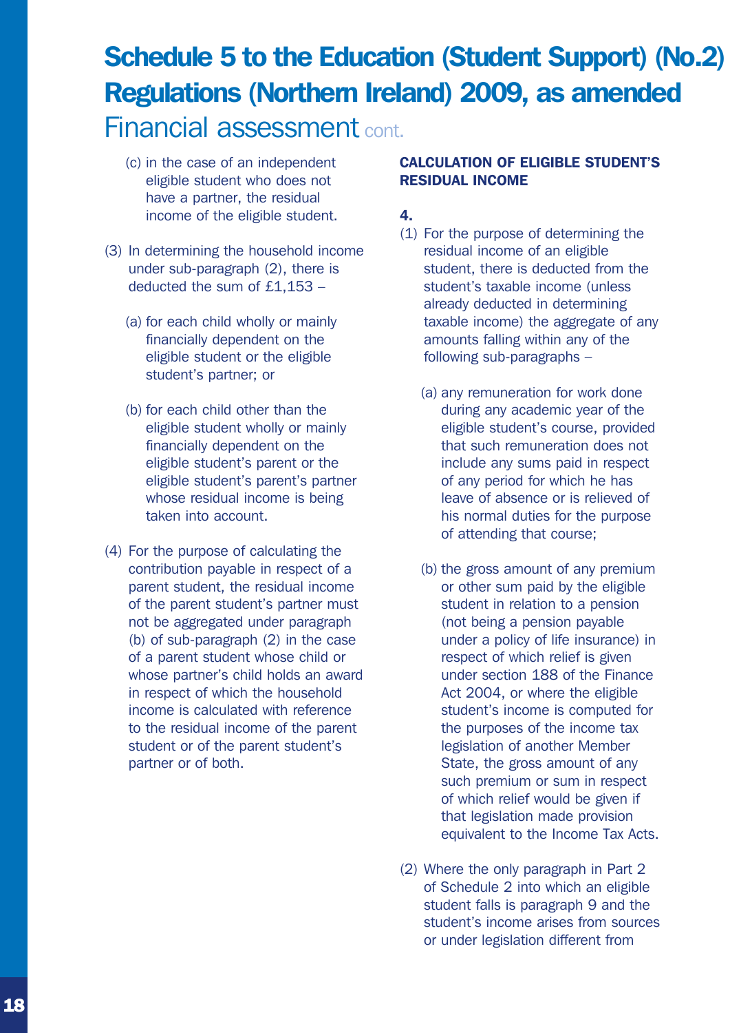# Schedule 5 to the Education (Student Support) (No.2) Regulations (Northern Ireland) 2009, as amended

## Financial assessment cont.

(c) in the case of an independent eligible student who does not have a partner, the residual income of the eligible student.

(3) In determining the household income under sub-paragraph (2), there is deducted the sum of £1,153 –

(a) for each child wholly or mainly financially dependent on the eligible student or the eligible student's partner; or

(b) for each child other than the eligible student wholly or mainly financially dependent on the eligible student's parent or the eligible student's parent's partner whose residual income is being taken into account.

(4) For the purpose of calculating the contribution payable in respect of a parent student, the residual income of the parent student's partner must not be aggregated under paragraph (b) of sub-paragraph (2) in the case of a parent student whose child or whose partner's child holds an award in respect of which the household income is calculated with reference to the residual income of the parent student or of the parent student's partner or of both.

**CALCULATION OF ELIGIBLE STUDENT'S RESIDUAL INCOME**

**4.**

(1) For the purpose of determining the residual income of an eligible student, there is deducted from the student's taxable income (unless already deducted in determining taxable income) the aggregate of any amounts falling within any of the following sub-paragraphs –

(a) any remuneration for work done during any academic year of the eligible student's course, provided that such remuneration does not include any sums paid in respect of any period for which he has leave of absence or is relieved of his normal duties for the purpose of attending that course;

(b) the gross amount of any premium or other sum paid by the eligible student in relation to a pension (not being a pension payable under a policy of life insurance) in respect of which relief is given under section 188 of the Finance Act 2004, or where the eligible student's income is computed for the purposes of the income tax legislation of another Member State, the gross amount of any such premium or sum in respect of which relief would be given if that legislation made provision equivalent to the Income Tax Acts.

(2) Where the only paragraph in Part 2 of Schedule 2 into which an eligible student falls is paragraph 9 and the student's income arises from sources or under legislation different from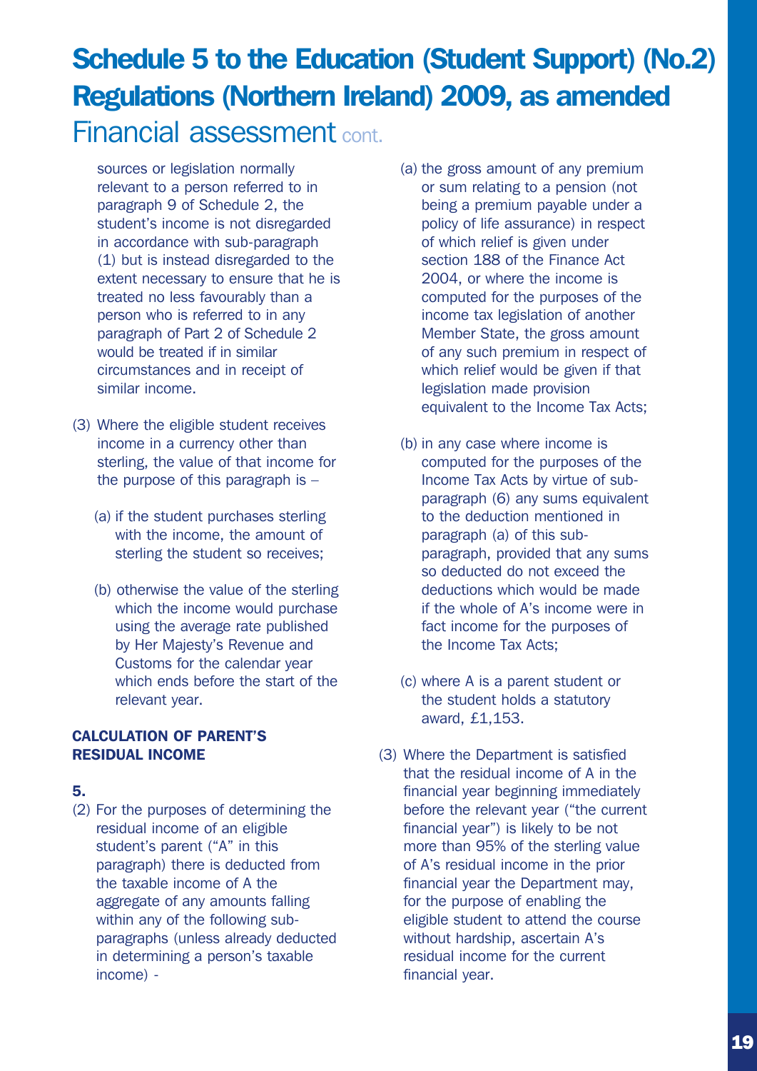# Schedule 5 to the Education (Student Support) (No.2) Regulations (Northern Ireland) 2009, as amended

## Financial assessment cont.

sources or legislation normally relevant to a person referred to in paragraph 9 of Schedule 2, the student's income is not disregarded in accordance with sub-paragraph (1) but is instead disregarded to the extent necessary to ensure that he is treated no less favourably than a person who is referred to in any paragraph of Part 2 of Schedule 2 would be treated if in similar circumstances and in receipt of similar income.

(3) Where the eligible student receives income in a currency other than sterling, the value of that income for the purpose of this paragraph is –

(a) if the student purchases sterling with the income, the amount of sterling the student so receives;

(b) otherwise the value of the sterling which the income would purchase using the average rate published by Her Majesty's Revenue and Customs for the calendar year which ends before the start of the relevant year.

**CALCULATION OF PARENT'S RESIDUAL INCOME**

**5.**

(2) For the purposes of determining the residual income of an eligible student's parent ("A" in this paragraph) there is deducted from the taxable income of A the aggregate of any amounts falling within any of the following sub-paragraphs (unless already deducted in determining a person's taxable income) -

(a) the gross amount of any premium or sum relating to a pension (not being a premium payable under a policy of life assurance) in respect of which relief is given under section 188 of the Finance Act 2004, or where the income is computed for the purposes of the income tax legislation of another Member State, the gross amount of any such premium in respect of which relief would be given if that legislation made provision equivalent to the Income Tax Acts;

(b) in any case where income is computed for the purposes of the Income Tax Acts by virtue of sub-paragraph (6) any sums equivalent to the deduction mentioned in paragraph (a) of this sub-paragraph, provided that any sums so deducted do not exceed the deductions which would be made if the whole of A's income were in fact income for the purposes of the Income Tax Acts;

(c) where A is a parent student or the student holds a statutory award, £1,153.

(3) Where the Department is satisfied that the residual income of A in the financial year beginning immediately before the relevant year ("the current financial year") is likely to be not more than 95% of the sterling value of A's residual income in the prior financial year the Department may, for the purpose of enabling the eligible student to attend the course without hardship, ascertain A's residual income for the current financial year.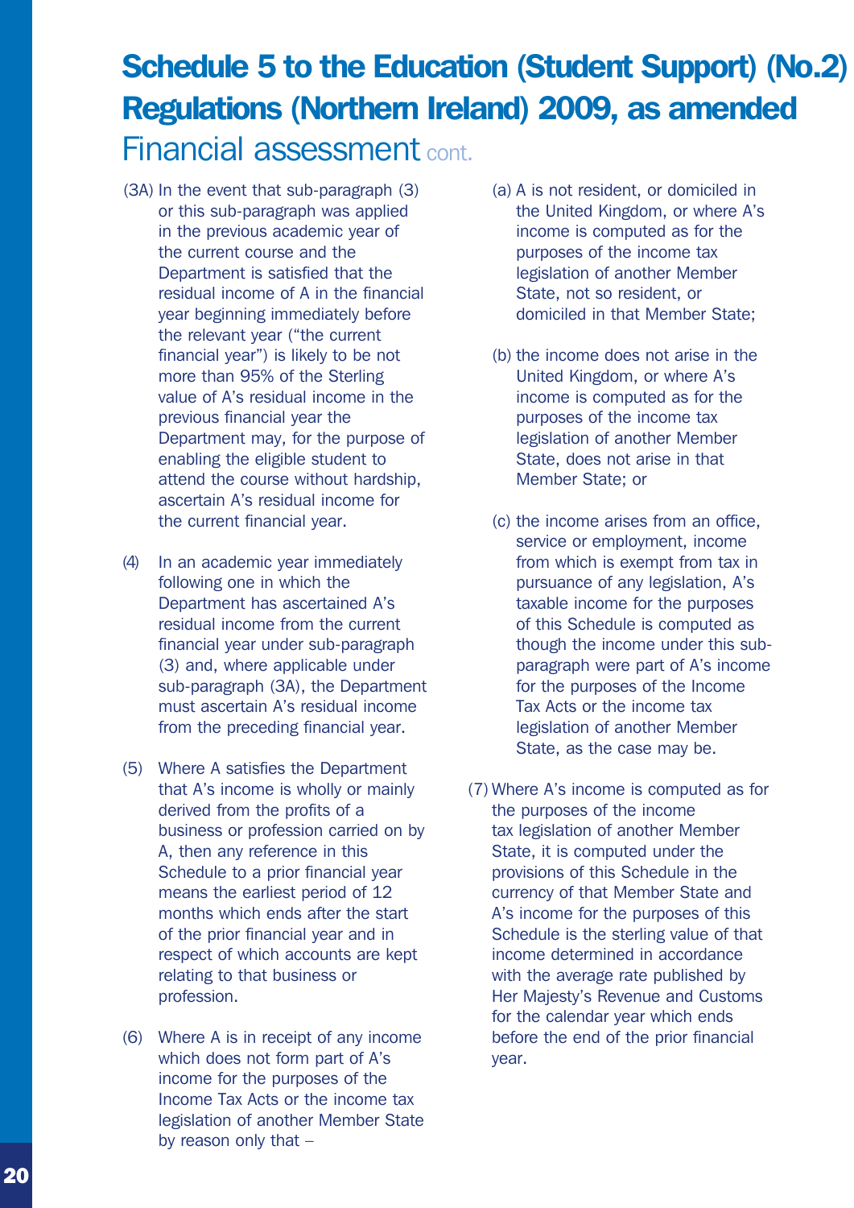# Schedule 5 to the Education (Student Support) (No.2) Regulations (Northern Ireland) 2009, as amended

## Financial assessment cont.

(3A) In the event that sub-paragraph (3) or this sub-paragraph was applied in the previous academic year of the current course and the Department is satisfied that the residual income of A in the financial year beginning immediately before the relevant year ("the current financial year") is likely to be not more than 95% of the Sterling value of A's residual income in the previous financial year the Department may, for the purpose of enabling the eligible student to attend the course without hardship, ascertain A's residual income for the current financial year.

(4) In an academic year immediately following one in which the Department has ascertained A's residual income from the current financial year under sub-paragraph (3) and, where applicable under sub-paragraph (3A), the Department must ascertain A's residual income from the preceding financial year.

(5) Where A satisfies the Department that A's income is wholly or mainly derived from the profits of a business or profession carried on by A, then any reference in this Schedule to a prior financial year means the earliest period of 12 months which ends after the start of the prior financial year and in respect of which accounts are kept relating to that business or profession.

(6) Where A is in receipt of any income which does not form part of A's income for the purposes of the Income Tax Acts or the income tax legislation of another Member State by reason only that –

(a) A is not resident, or domiciled in the United Kingdom, or where A's income is computed as for the purposes of the income tax legislation of another Member State, not so resident, or domiciled in that Member State;

(b) the income does not arise in the United Kingdom, or where A's income is computed as for the purposes of the income tax legislation of another Member State, does not arise in that Member State; or

(c) the income arises from an office, service or employment, income from which is exempt from tax in pursuance of any legislation, A's taxable income for the purposes of this Schedule is computed as though the income under this sub-paragraph were part of A's income for the purposes of the Income Tax Acts or the income tax legislation of another Member State, as the case may be.

(7) Where A's income is computed as for the purposes of the income tax legislation of another Member State, it is computed under the provisions of this Schedule in the currency of that Member State and A's income for the purposes of this Schedule is the sterling value of that income determined in accordance with the average rate published by Her Majesty's Revenue and Customs for the calendar year which ends before the end of the prior financial year.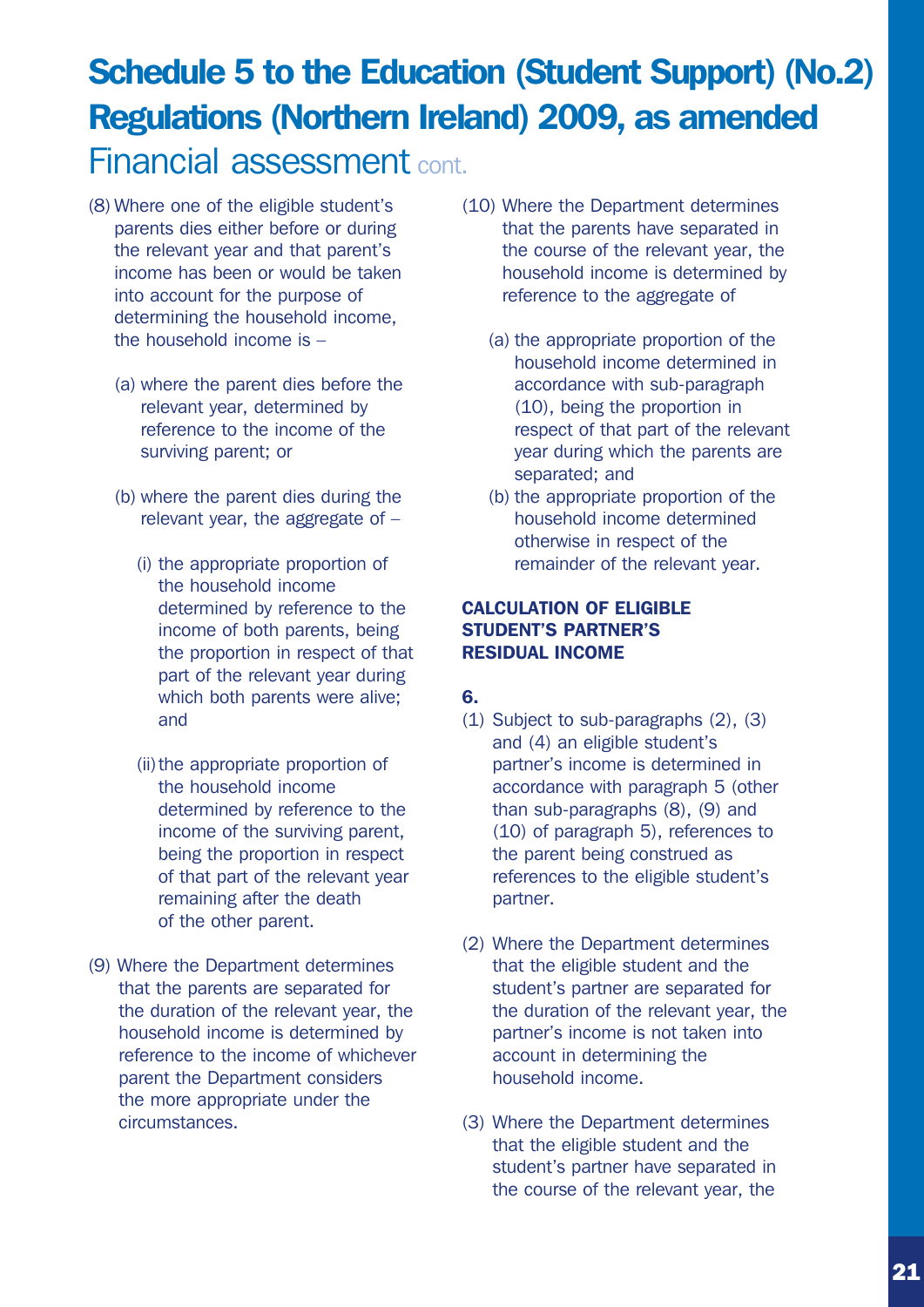# Schedule 5 to the Education (Student Support) (No.2) Regulations (Northern Ireland) 2009, as amended

## Financial assessment cont.

(8) Where one of the eligible student's parents dies either before or during the relevant year and that parent's income has been or would be taken into account for the purpose of determining the household income, the household income is –

(a) where the parent dies before the relevant year, determined by reference to the income of the surviving parent; or

(b) where the parent dies during the relevant year, the aggregate of –

(i) the appropriate proportion of the household income determined by reference to the income of both parents, being the proportion in respect of that part of the relevant year during which both parents were alive; and

(ii) the appropriate proportion of the household income determined by reference to the income of the surviving parent, being the proportion in respect of that part of the relevant year remaining after the death of the other parent.

(9) Where the Department determines that the parents are separated for the duration of the relevant year, the household income is determined by reference to the income of whichever parent the Department considers the more appropriate under the circumstances.

(10) Where the Department determines that the parents have separated in the course of the relevant year, the household income is determined by reference to the aggregate of

(a) the appropriate proportion of the household income determined in accordance with sub-paragraph (10), being the proportion in respect of that part of the relevant year during which the parents are separated; and

(b) the appropriate proportion of the household income determined otherwise in respect of the remainder of the relevant year.

**CALCULATION OF ELIGIBLE STUDENT'S PARTNER'S RESIDUAL INCOME**

**6.**

(1) Subject to sub-paragraphs (2), (3) and (4) an eligible student's partner's income is determined in accordance with paragraph 5 (other than sub-paragraphs (8), (9) and (10) of paragraph 5), references to the parent being construed as references to the eligible student's partner.

(2) Where the Department determines that the eligible student and the student's partner are separated for the duration of the relevant year, the partner's income is not taken into account in determining the household income.

(3) Where the Department determines that the eligible student and the student's partner have separated in the course of the relevant year, the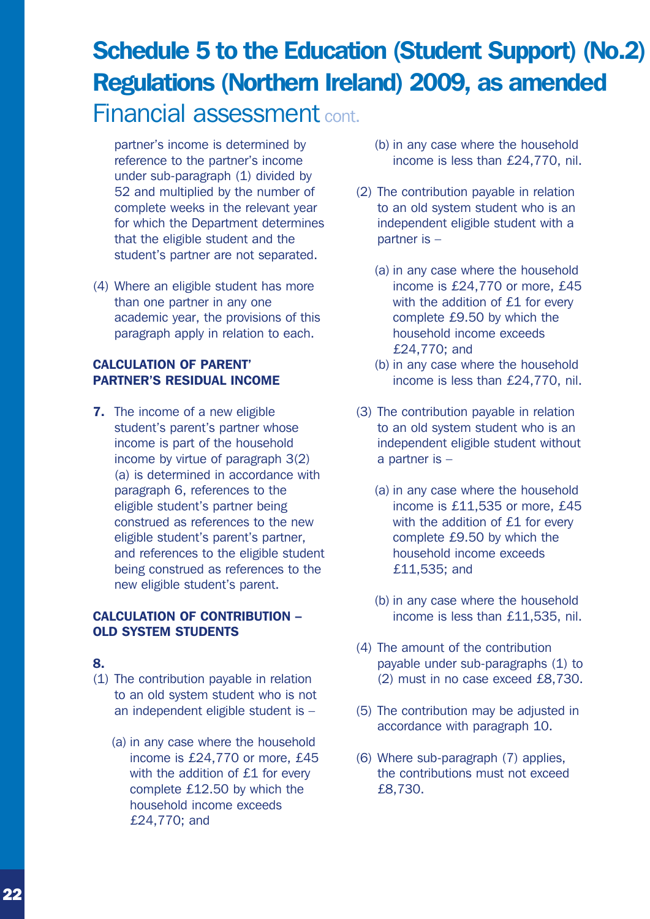# Schedule 5 to the Education (Student Support) (No.2) Regulations (Northern Ireland) 2009, as amended

## Financial assessment cont.

partner's income is determined by reference to the partner's income under sub-paragraph (1) divided by 52 and multiplied by the number of complete weeks in the relevant year for which the Department determines that the eligible student and the student's partner are not separated.

(4) Where an eligible student has more than one partner in any one academic year, the provisions of this paragraph apply in relation to each.

**CALCULATION OF PARENT' PARTNER'S RESIDUAL INCOME**

**7.** The income of a new eligible student's parent's partner whose income is part of the household income by virtue of paragraph 3(2)(a) is determined in accordance with paragraph 6, references to the eligible student's partner being construed as references to the new eligible student's parent's partner, and references to the eligible student being construed as references to the new eligible student's parent.

**CALCULATION OF CONTRIBUTION – OLD SYSTEM STUDENTS**

**8.**

(1) The contribution payable in relation to an old system student who is not an independent eligible student is –

(a) in any case where the household income is £24,770 or more, £45 with the addition of £1 for every complete £12.50 by which the household income exceeds £24,770; and

(b) in any case where the household income is less than £24,770, nil.

(2) The contribution payable in relation to an old system student who is an independent eligible student with a partner is –

(a) in any case where the household income is £24,770 or more, £45 with the addition of £1 for every complete £9.50 by which the household income exceeds £24,770; and

(b) in any case where the household income is less than £24,770, nil.

(3) The contribution payable in relation to an old system student who is an independent eligible student without a partner is –

(a) in any case where the household income is £11,535 or more, £45 with the addition of £1 for every complete £9.50 by which the household income exceeds £11,535; and

(b) in any case where the household income is less than £11,535, nil.

(4) The amount of the contribution payable under sub-paragraphs (1) to (2) must in no case exceed £8,730.

(5) The contribution may be adjusted in accordance with paragraph 10.

(6) Where sub-paragraph (7) applies, the contributions must not exceed £8,730.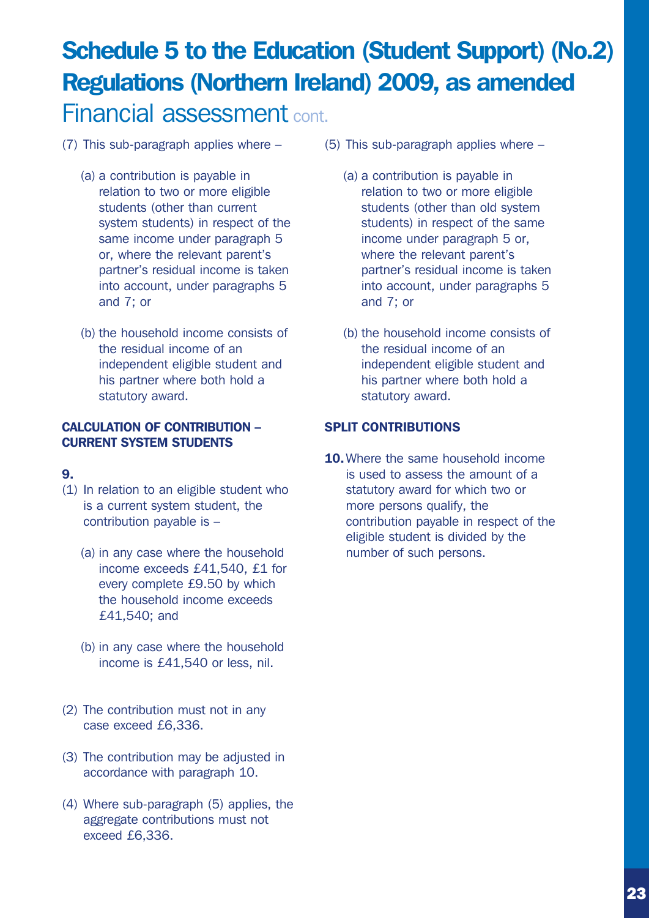# Schedule 5 to the Education (Student Support) (No.2) Regulations (Northern Ireland) 2009, as amended

## Financial assessment cont.

(7) This sub-paragraph applies where –

(a) a contribution is payable in relation to two or more eligible students (other than current system students) in respect of the same income under paragraph 5 or, where the relevant parent's partner's residual income is taken into account, under paragraphs 5 and 7; or

(b) the household income consists of the residual income of an independent eligible student and his partner where both hold a statutory award.

### CALCULATION OF CONTRIBUTION – CURRENT SYSTEM STUDENTS

**9.**

(1) In relation to an eligible student who is a current system student, the contribution payable is –

(a) in any case where the household income exceeds £41,540, £1 for every complete £9.50 by which the household income exceeds £41,540; and

(b) in any case where the household income is £41,540 or less, nil.

(2) The contribution must not in any case exceed £6,336.

(3) The contribution may be adjusted in accordance with paragraph 10.

(4) Where sub-paragraph (5) applies, the aggregate contributions must not exceed £6,336.

(5) This sub-paragraph applies where –

(a) a contribution is payable in relation to two or more eligible students (other than old system students) in respect of the same income under paragraph 5 or, where the relevant parent's partner's residual income is taken into account, under paragraphs 5 and 7; or

(b) the household income consists of the residual income of an independent eligible student and his partner where both hold a statutory award.

### SPLIT CONTRIBUTIONS

**10.** Where the same household income is used to assess the amount of a statutory award for which two or more persons qualify, the contribution payable in respect of the eligible student is divided by the number of such persons.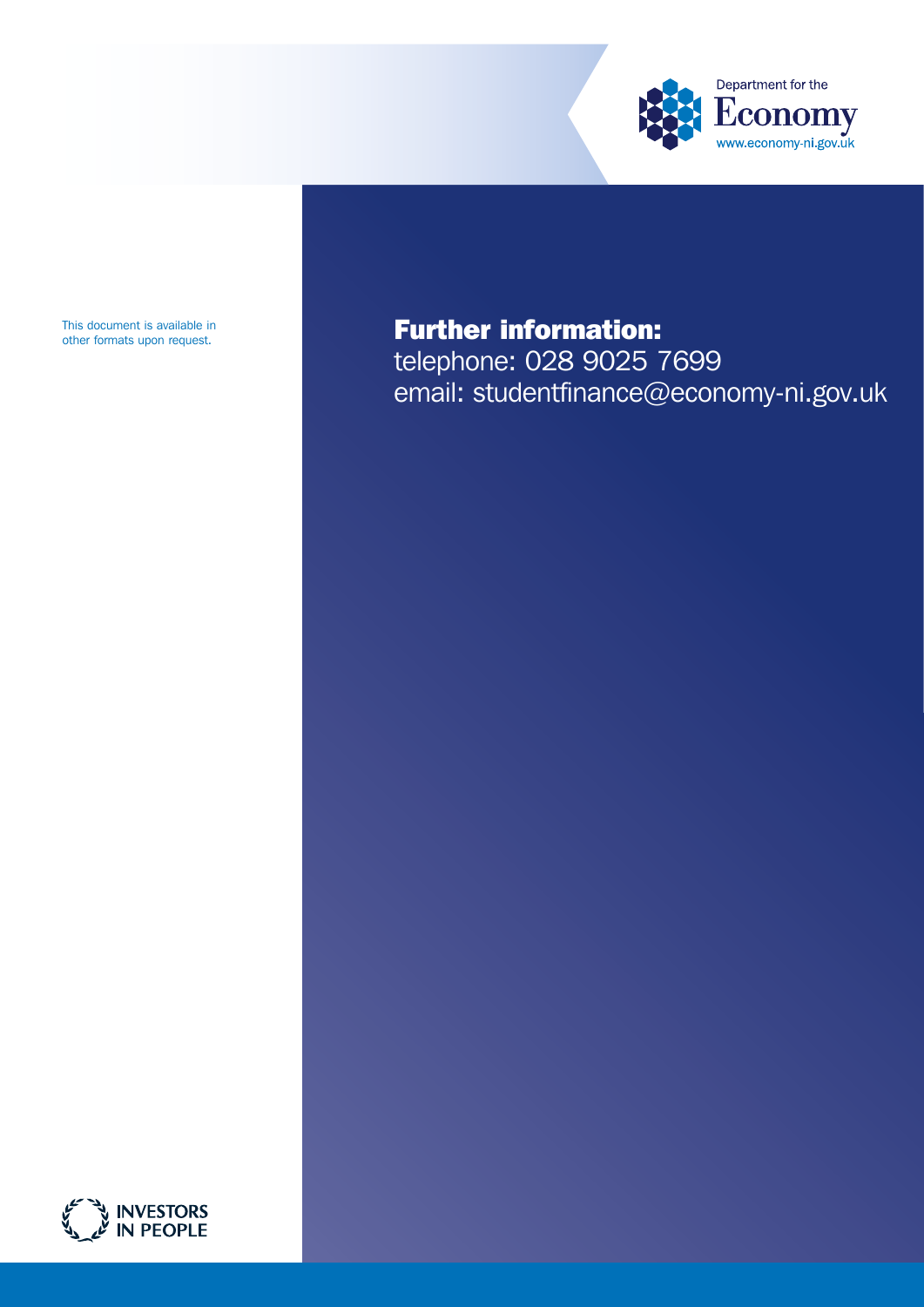Department for the Economy
www.economy-ni.gov.uk

This document is available in other formats upon request.

**Further information:**
telephone: 028 9025 7699
email: studentfinance@economy-ni.gov.uk

INVESTORS IN PEOPLE